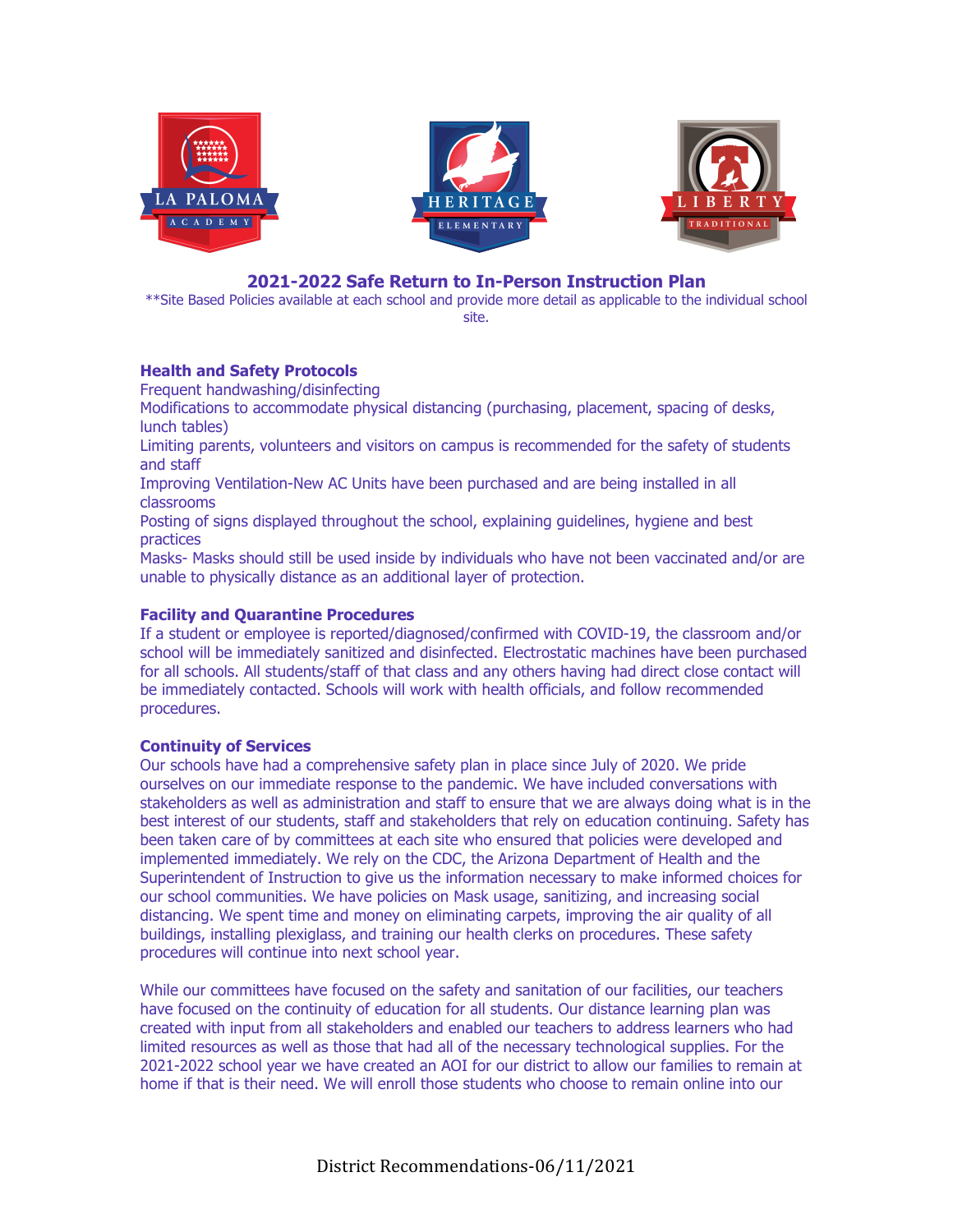LA PALOMA ACADEMY HERITAGE ELEMENTARY LIBERTY TRADITIONAL

# 2021-2022 Safe Return to In-Person Instruction Plan

**Site Based Policies available at each school and provide more detail as applicable to the individual school site.

## Health and Safety Protocols

Frequent handwashing/disinfecting

Modifications to accommodate physical distancing (purchasing, placement, spacing of desks, lunch tables)

Limiting parents, volunteers and visitors on campus is recommended for the safety of students and staff

Improving Ventilation-New AC Units have been purchased and are being installed in all classrooms

Posting of signs displayed throughout the school, explaining guidelines, hygiene and best practices

Masks- Masks should still be used inside by individuals who have not been vaccinated and/or are unable to physically distance as an additional layer of protection.

## Facility and Quarantine Procedures

If a student or employee is reported/diagnosed/confirmed with COVID-19, the classroom and/or school will be immediately sanitized and disinfected. Electrostatic machines have been purchased for all schools. All students/staff of that class and any others having had direct close contact will be immediately contacted. Schools will work with health officials, and follow recommended procedures.

## Continuity of Services

Our schools have had a comprehensive safety plan in place since July of 2020. We pride ourselves on our immediate response to the pandemic. We have included conversations with stakeholders as well as administration and staff to ensure that we are always doing what is in the best interest of our students, staff and stakeholders that rely on education continuing. Safety has been taken care of by committees at each site who ensured that policies were developed and implemented immediately. We rely on the CDC, the Arizona Department of Health and the Superintendent of Instruction to give us the information necessary to make informed choices for our school communities. We have policies on Mask usage, sanitizing, and increasing social distancing. We spent time and money on eliminating carpets, improving the air quality of all buildings, installing plexiglass, and training our health clerks on procedures. These safety procedures will continue into next school year.

While our committees have focused on the safety and sanitation of our facilities, our teachers have focused on the continuity of education for all students. Our distance learning plan was created with input from all stakeholders and enabled our teachers to address learners who had limited resources as well as those that had all of the necessary technological supplies. For the 2021-2022 school year we have created an AOI for our district to allow our families to remain at home if that is their need. We will enroll those students who choose to remain online into our

District Recommendations-06/11/2021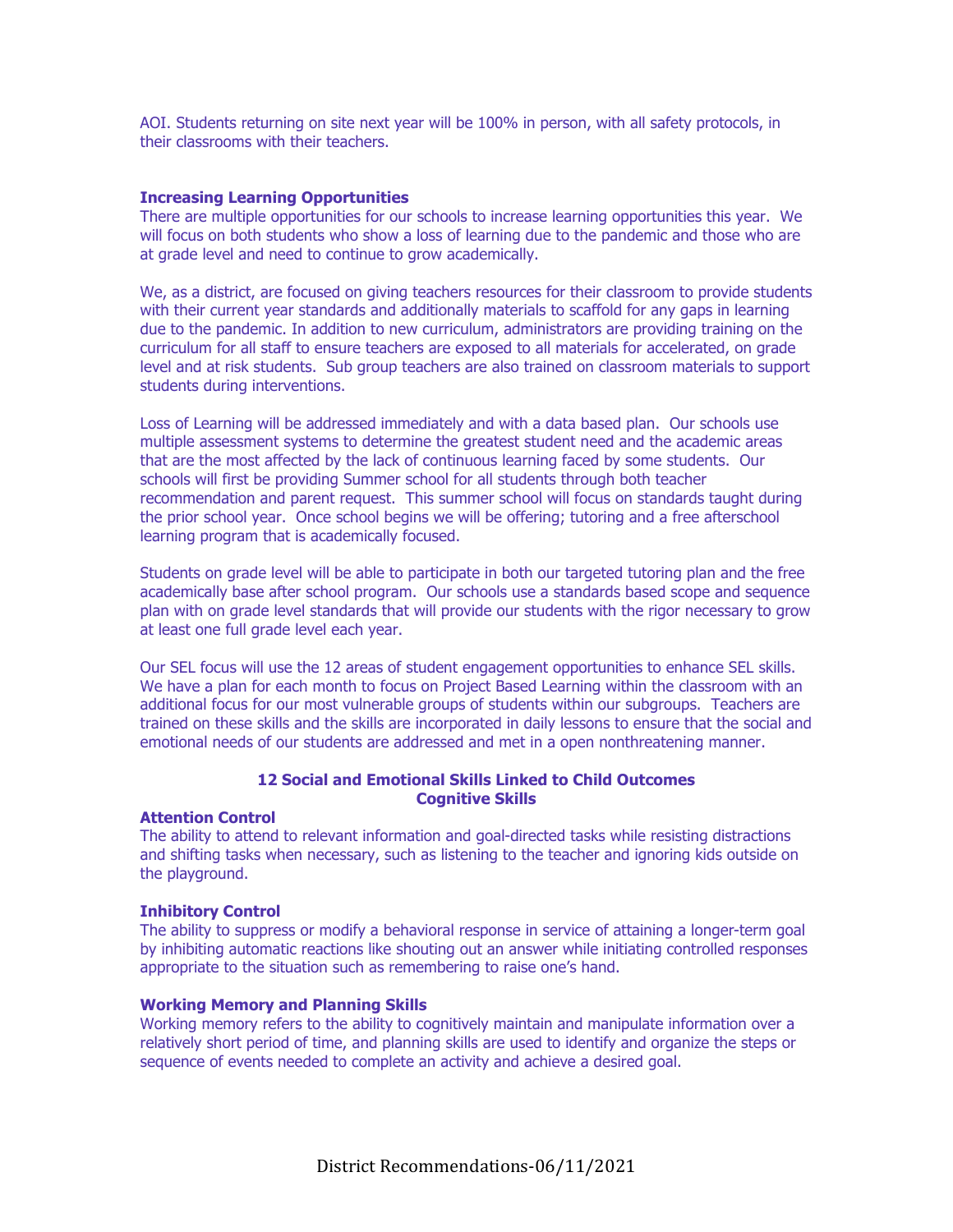AOI. Students returning on site next year will be 100% in person, with all safety protocols, in their classrooms with their teachers.

**Increasing Learning Opportunities**

There are multiple opportunities for our schools to increase learning opportunities this year. We will focus on both students who show a loss of learning due to the pandemic and those who are at grade level and need to continue to grow academically.

We, as a district, are focused on giving teachers resources for their classroom to provide students with their current year standards and additionally materials to scaffold for any gaps in learning due to the pandemic. In addition to new curriculum, administrators are providing training on the curriculum for all staff to ensure teachers are exposed to all materials for accelerated, on grade level and at risk students. Sub group teachers are also trained on classroom materials to support students during interventions.

Loss of Learning will be addressed immediately and with a data based plan. Our schools use multiple assessment systems to determine the greatest student need and the academic areas that are the most affected by the lack of continuous learning faced by some students. Our schools will first be providing Summer school for all students through both teacher recommendation and parent request. This summer school will focus on standards taught during the prior school year. Once school begins we will be offering; tutoring and a free afterschool learning program that is academically focused.

Students on grade level will be able to participate in both our targeted tutoring plan and the free academically base after school program. Our schools use a standards based scope and sequence plan with on grade level standards that will provide our students with the rigor necessary to grow at least one full grade level each year.

Our SEL focus will use the 12 areas of student engagement opportunities to enhance SEL skills. We have a plan for each month to focus on Project Based Learning within the classroom with an additional focus for our most vulnerable groups of students within our subgroups. Teachers are trained on these skills and the skills are incorporated in daily lessons to ensure that the social and emotional needs of our students are addressed and met in a open nonthreatening manner.

## 12 Social and Emotional Skills Linked to Child Outcomes

### Cognitive Skills

**Attention Control**

The ability to attend to relevant information and goal-directed tasks while resisting distractions and shifting tasks when necessary, such as listening to the teacher and ignoring kids outside on the playground.

**Inhibitory Control**

The ability to suppress or modify a behavioral response in service of attaining a longer-term goal by inhibiting automatic reactions like shouting out an answer while initiating controlled responses appropriate to the situation such as remembering to raise one's hand.

**Working Memory and Planning Skills**

Working memory refers to the ability to cognitively maintain and manipulate information over a relatively short period of time, and planning skills are used to identify and organize the steps or sequence of events needed to complete an activity and achieve a desired goal.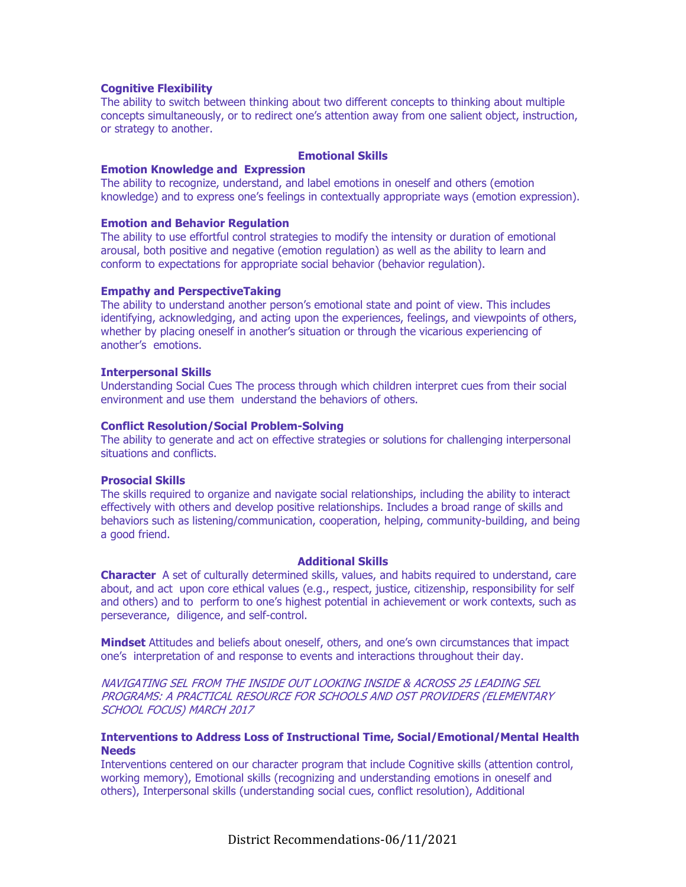**Cognitive Flexibility**
The ability to switch between thinking about two different concepts to thinking about multiple concepts simultaneously, or to redirect one's attention away from one salient object, instruction, or strategy to another.

### Emotional Skills

**Emotion Knowledge and Expression**
The ability to recognize, understand, and label emotions in oneself and others (emotion knowledge) and to express one's feelings in contextually appropriate ways (emotion expression).

**Emotion and Behavior Regulation**
The ability to use effortful control strategies to modify the intensity or duration of emotional arousal, both positive and negative (emotion regulation) as well as the ability to learn and conform to expectations for appropriate social behavior (behavior regulation).

**Empathy and PerspectiveTaking**
The ability to understand another person's emotional state and point of view. This includes identifying, acknowledging, and acting upon the experiences, feelings, and viewpoints of others, whether by placing oneself in another's situation or through the vicarious experiencing of another's emotions.

**Interpersonal Skills**
Understanding Social Cues The process through which children interpret cues from their social environment and use them understand the behaviors of others.

**Conflict Resolution/Social Problem-Solving**
The ability to generate and act on effective strategies or solutions for challenging interpersonal situations and conflicts.

**Prosocial Skills**
The skills required to organize and navigate social relationships, including the ability to interact effectively with others and develop positive relationships. Includes a broad range of skills and behaviors such as listening/communication, cooperation, helping, community-building, and being a good friend.

### Additional Skills

**Character** A set of culturally determined skills, values, and habits required to understand, care about, and act upon core ethical values (e.g., respect, justice, citizenship, responsibility for self and others) and to perform to one's highest potential in achievement or work contexts, such as perseverance, diligence, and self-control.

**Mindset** Attitudes and beliefs about oneself, others, and one's own circumstances that impact one's interpretation of and response to events and interactions throughout their day.

*NAVIGATING SEL FROM THE INSIDE OUT LOOKING INSIDE & ACROSS 25 LEADING SEL PROGRAMS: A PRACTICAL RESOURCE FOR SCHOOLS AND OST PROVIDERS (ELEMENTARY SCHOOL FOCUS) MARCH 2017*

**Interventions to Address Loss of Instructional Time, Social/Emotional/Mental Health Needs**
Interventions centered on our character program that include Cognitive skills (attention control, working memory), Emotional skills (recognizing and understanding emotions in oneself and others), Interpersonal skills (understanding social cues, conflict resolution), Additional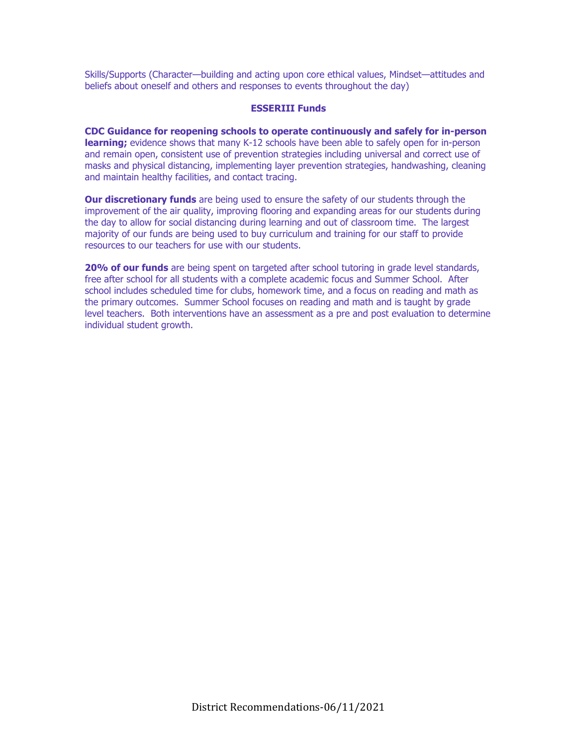Skills/Supports (Character—building and acting upon core ethical values, Mindset—attitudes and beliefs about oneself and others and responses to events throughout the day)

## ESSERIII Funds

**CDC Guidance for reopening schools to operate continuously and safely for in-person learning;** evidence shows that many K-12 schools have been able to safely open for in-person and remain open, consistent use of prevention strategies including universal and correct use of masks and physical distancing, implementing layer prevention strategies, handwashing, cleaning and maintain healthy facilities, and contact tracing.

**Our discretionary funds** are being used to ensure the safety of our students through the improvement of the air quality, improving flooring and expanding areas for our students during the day to allow for social distancing during learning and out of classroom time. The largest majority of our funds are being used to buy curriculum and training for our staff to provide resources to our teachers for use with our students.

**20% of our funds** are being spent on targeted after school tutoring in grade level standards, free after school for all students with a complete academic focus and Summer School. After school includes scheduled time for clubs, homework time, and a focus on reading and math as the primary outcomes. Summer School focuses on reading and math and is taught by grade level teachers. Both interventions have an assessment as a pre and post evaluation to determine individual student growth.